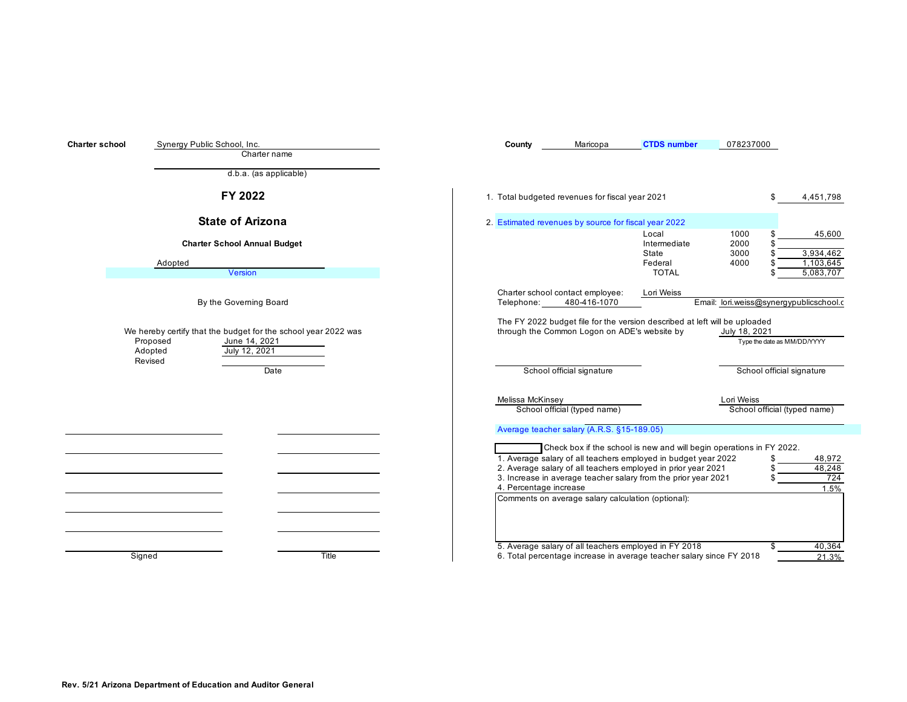**Charter school** Synergy Public School, Inc.

Charter name

d.b.a. (as applicable)

**County** Maricopa **CTDS number** 078237000

# FY 2022

## State of Arizona

### Charter School Annual Budget

Adopted

Version

By the Governing Board

We hereby certify that the budget for the school year 2022 was

| | Date |
|---|---|
| Proposed | June 14, 2021 |
| Adopted | July 12, 2021 |
| Revised | |

| Signed | Title |
|---|---|
| | |
| | |
| | |
| | |
| | |
| | |
| | |

1. Total budgeted revenues for fiscal year 2021 $ 4,451,798

2. Estimated revenues by source for fiscal year 2022

| Source | Code | Amount |
|---|---|---|
| Local | 1000 | $ 45,600 |
| Intermediate | 2000 | $ |
| State | 3000 | $ 3,934,462 |
| Federal | 4000 | $ 1,103,645 |
| TOTAL | | $ 5,083,707 |

Charter school contact employee: Lori Weiss

Telephone: 480-416-1070 Email: lori.weiss@synergypublicschool.c

The FY 2022 budget file for the version described at left will be uploaded through the Common Logon on ADE's website by July 18, 2021

Type the date as MM/DD/YYYY

School official signature School official signature

Melissa McKinsey Lori Weiss

School official (typed name) School official (typed name)

Average teacher salary (A.R.S. §15-189.05)

☐ Check box if the school is new and will begin operations in FY 2022.

| | | |
|---|---|---|
| 1. Average salary of all teachers employed in budget year 2022 | $ | 48,972 |
| 2. Average salary of all teachers employed in prior year 2021 | $ | 48,248 |
| 3. Increase in average teacher salary from the prior year 2021 | $ | 724 |
| 4. Percentage increase | | 1.5% |

Comments on average salary calculation (optional):

| | | |
|---|---|---|
| 5. Average salary of all teachers employed in FY 2018 | $ | 40,364 |
| 6. Total percentage increase in average teacher salary since FY 2018 | | 21.3% |

Rev. 5/21 Arizona Department of Education and Auditor General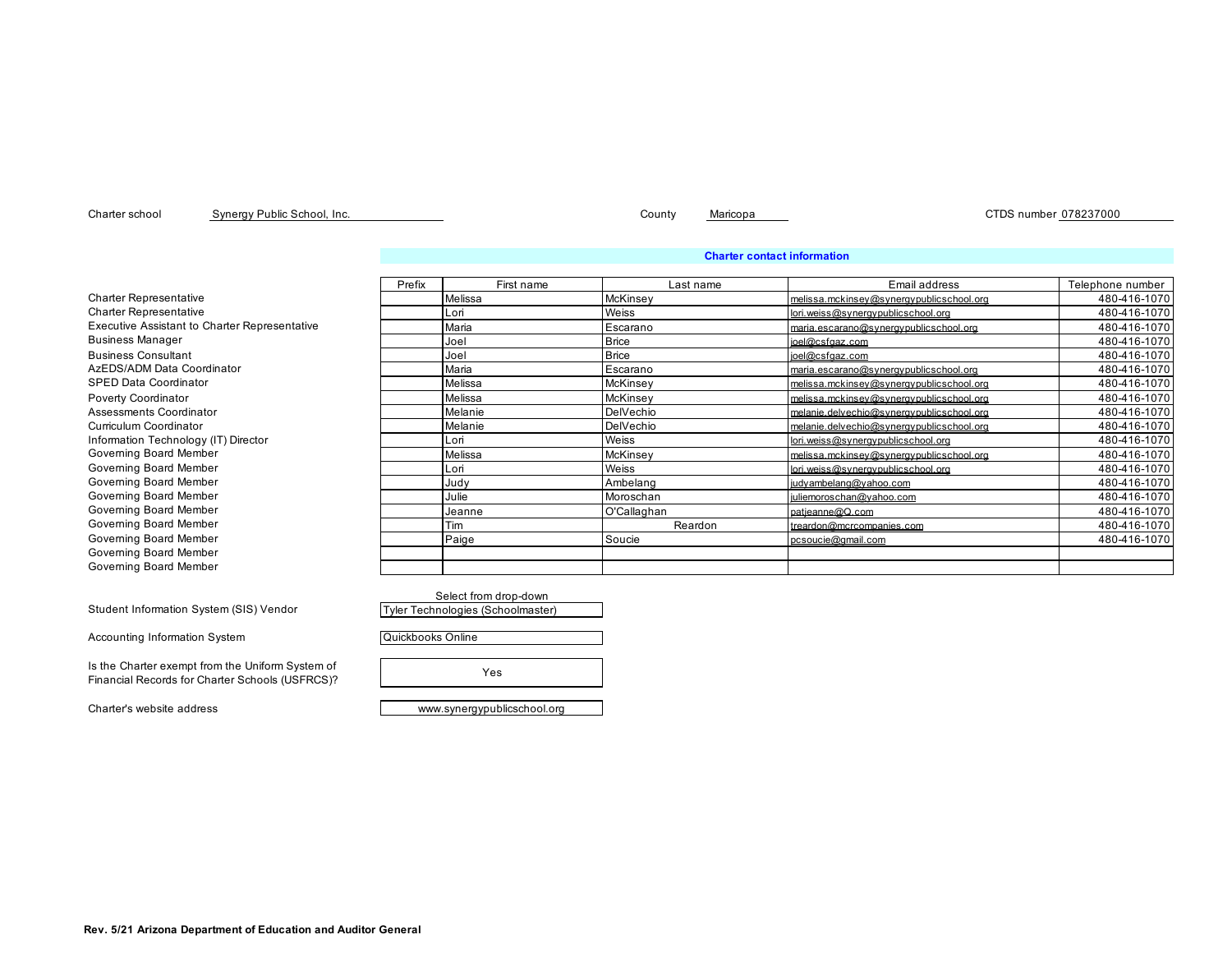Charter school Synergy Public School, Inc. County Maricopa CTDS number 078237000

## Charter contact information

| | Prefix | First name | Last name | Email address | Telephone number |
|---|---|---|---|---|---|
| Charter Representative | | Melissa | McKinsey | melissa.mckinsey@synergypublicschool.org | 480-416-1070 |
| Charter Representative | | Lori | Weiss | lori.weiss@synergypublicschool.org | 480-416-1070 |
| Executive Assistant to Charter Representative | | Maria | Escarano | maria.escarano@synergypublicschool.org | 480-416-1070 |
| Business Manager | | Joel | Brice | joel@csfgaz.com | 480-416-1070 |
| Business Consultant | | Joel | Brice | joel@csfgaz.com | 480-416-1070 |
| AzEDS/ADM Data Coordinator | | Maria | Escarano | maria.escarano@synergypublicschool.org | 480-416-1070 |
| SPED Data Coordinator | | Melissa | McKinsey | melissa.mckinsey@synergypublicschool.org | 480-416-1070 |
| Poverty Coordinator | | Melissa | McKinsey | melissa.mckinsey@synergypublicschool.org | 480-416-1070 |
| Assessments Coordinator | | Melanie | DelVechio | melanie.delvechio@synergypublicschool.org | 480-416-1070 |
| Curriculum Coordinator | | Melanie | DelVechio | melanie.delvechio@synergypublicschool.org | 480-416-1070 |
| Information Technology (IT) Director | | Lori | Weiss | lori.weiss@synergypublicschool.org | 480-416-1070 |
| Governing Board Member | | Melissa | McKinsey | melissa.mckinsey@synergypublicschool.org | 480-416-1070 |
| Governing Board Member | | Lori | Weiss | lori.weiss@synergypublicschool.org | 480-416-1070 |
| Governing Board Member | | Judy | Ambelang | judyambelang@yahoo.com | 480-416-1070 |
| Governing Board Member | | Julie | Moroschan | juliemoroschan@yahoo.com | 480-416-1070 |
| Governing Board Member | | Jeanne | O'Callaghan | patjeanne@Q.com | 480-416-1070 |
| Governing Board Member | | Tim | Reardon | treardon@mcrcompanies.com | 480-416-1070 |
| Governing Board Member | | Paige | Soucie | pcsoucie@gmail.com | 480-416-1070 |
| Governing Board Member | | | | | |
| Governing Board Member | | | | | |

| | Select from drop-down |
|---|---|
| Student Information System (SIS) Vendor | Tyler Technologies (Schoolmaster) |
| Accounting Information System | Quickbooks Online |
| Is the Charter exempt from the Uniform System of Financial Records for Charter Schools (USFRCS)? | Yes |
| Charter's website address | www.synergypublicschool.org |

**Rev. 5/21 Arizona Department of Education and Auditor General**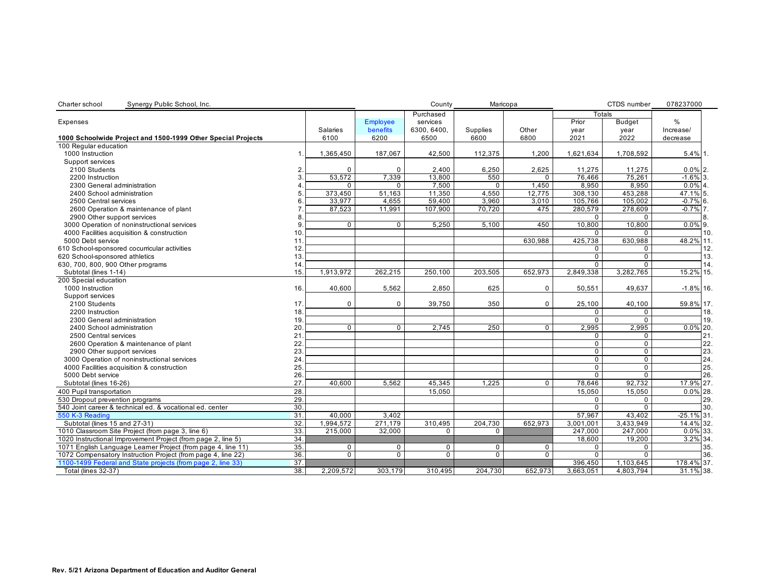| Charter school | Synergy Public School, Inc. | | | | County | Maricopa | | | CTDS number | 078237000 | |
|---|---|---|---|---|---|---|---|---|---|---|---|

| Expenses | | Salaries 6100 | Employee benefits 6200 | Purchased services 6300, 6400, 6500 | Supplies 6600 | Other 6800 | Totals Prior year 2021 | Totals Budget year 2022 | % Increase/ decrease | |
|---|---|---|---|---|---|---|---|---|---|---|
| **1000 Schoolwide Project and 1500-1999 Other Special Projects** | | | | | | | | | | |
| 100 Regular education | | | | | | | | | | |
| 1000 Instruction | 1. | 1,365,450 | 187,067 | 42,500 | 112,375 | 1,200 | 1,621,634 | 1,708,592 | 5.4% | 1. |
| Support services | | | | | | | | | | |
| 2100 Students | 2. | 0 | 0 | 2,400 | 6,250 | 2,625 | 11,275 | 11,275 | 0.0% | 2. |
| 2200 Instruction | 3. | 53,572 | 7,339 | 13,800 | 550 | 0 | 76,466 | 75,261 | -1.6% | 3. |
| 2300 General administration | 4. | 0 | 0 | 7,500 | 0 | 1,450 | 8,950 | 8,950 | 0.0% | 4. |
| 2400 School administration | 5. | 373,450 | 51,163 | 11,350 | 4,550 | 12,775 | 308,130 | 453,288 | 47.1% | 5. |
| 2500 Central services | 6. | 33,977 | 4,655 | 59,400 | 3,960 | 3,010 | 105,766 | 105,002 | -0.7% | 6. |
| 2600 Operation & maintenance of plant | 7. | 87,523 | 11,991 | 107,900 | 70,720 | 475 | 280,579 | 278,609 | -0.7% | 7. |
| 2900 Other support services | 8. | | | | | | 0 | 0 | | 8. |
| 3000 Operation of noninstructional services | 9. | 0 | 0 | 5,250 | 5,100 | 450 | 10,800 | 10,800 | 0.0% | 9. |
| 4000 Facilities acquisition & construction | 10. | | | | | | 0 | 0 | | 10. |
| 5000 Debt service | 11. | | | | | 630,988 | 425,738 | 630,988 | 48.2% | 11. |
| 610 School-sponsored cocurricular activities | 12. | | | | | | 0 | 0 | | 12. |
| 620 School-sponsored athletics | 13. | | | | | | 0 | 0 | | 13. |
| 630, 700, 800, 900 Other programs | 14. | | | | | | 0 | 0 | | 14. |
| Subtotal (lines 1-14) | 15. | 1,913,972 | 262,215 | 250,100 | 203,505 | 652,973 | 2,849,338 | 3,282,765 | 15.2% | 15. |
| 200 Special education | | | | | | | | | | |
| 1000 Instruction | 16. | 40,600 | 5,562 | 2,850 | 625 | 0 | 50,551 | 49,637 | -1.8% | 16. |
| Support services | | | | | | | | | | |
| 2100 Students | 17. | 0 | 0 | 39,750 | 350 | 0 | 25,100 | 40,100 | 59.8% | 17. |
| 2200 Instruction | 18. | | | | | | 0 | 0 | | 18. |
| 2300 General administration | 19. | | | | | | 0 | 0 | | 19. |
| 2400 School administration | 20. | 0 | 0 | 2,745 | 250 | 0 | 2,995 | 2,995 | 0.0% | 20. |
| 2500 Central services | 21. | | | | | | 0 | 0 | | 21. |
| 2600 Operation & maintenance of plant | 22. | | | | | | 0 | 0 | | 22. |
| 2900 Other support services | 23. | | | | | | 0 | 0 | | 23. |
| 3000 Operation of noninstructional services | 24. | | | | | | 0 | 0 | | 24. |
| 4000 Facilities acquisition & construction | 25. | | | | | | 0 | 0 | | 25. |
| 5000 Debt service | 26. | | | | | | 0 | 0 | | 26. |
| Subtotal (lines 16-26) | 27. | 40,600 | 5,562 | 45,345 | 1,225 | 0 | 78,646 | 92,732 | 17.9% | 27. |
| 400 Pupil transportation | 28. | | | 15,050 | | | 15,050 | 15,050 | 0.0% | 28. |
| 530 Dropout prevention programs | 29. | | | | | | 0 | 0 | | 29. |
| 540 Joint career & technical ed. & vocational ed. center | 30. | | | | | | 0 | 0 | | 30. |
| 550 K-3 Reading | 31. | 40,000 | 3,402 | | | | 57,967 | 43,402 | -25.1% | 31. |
| Subtotal (lines 15 and 27-31) | 32. | 1,994,572 | 271,179 | 310,495 | 204,730 | 652,973 | 3,001,001 | 3,433,949 | 14.4% | 32. |
| 1010 Classroom Site Project (from page 3, line 6) | 33. | 215,000 | 32,000 | 0 | 0 | | 247,000 | 247,000 | 0.0% | 33. |
| 1020 Instructional Improvement Project (from page 2, line 5) | 34. | | | | | | 18,600 | 19,200 | 3.2% | 34. |
| 1071 English Language Learner Project (from page 4, line 11) | 35. | 0 | 0 | 0 | 0 | 0 | 0 | 0 | | 35. |
| 1072 Compensatory Instruction Project (from page 4, line 22) | 36. | 0 | 0 | 0 | 0 | 0 | 0 | 0 | | 36. |
| 1100-1499 Federal and State projects (from page 2, line 33) | 37. | | | | | | 396,450 | 1,103,645 | 178.4% | 37. |
| Total (lines 32-37) | 38. | 2,209,572 | 303,179 | 310,495 | 204,730 | 652,973 | 3,663,051 | 4,803,794 | 31.1% | 38. |

**Rev. 5/21 Arizona Department of Education and Auditor General**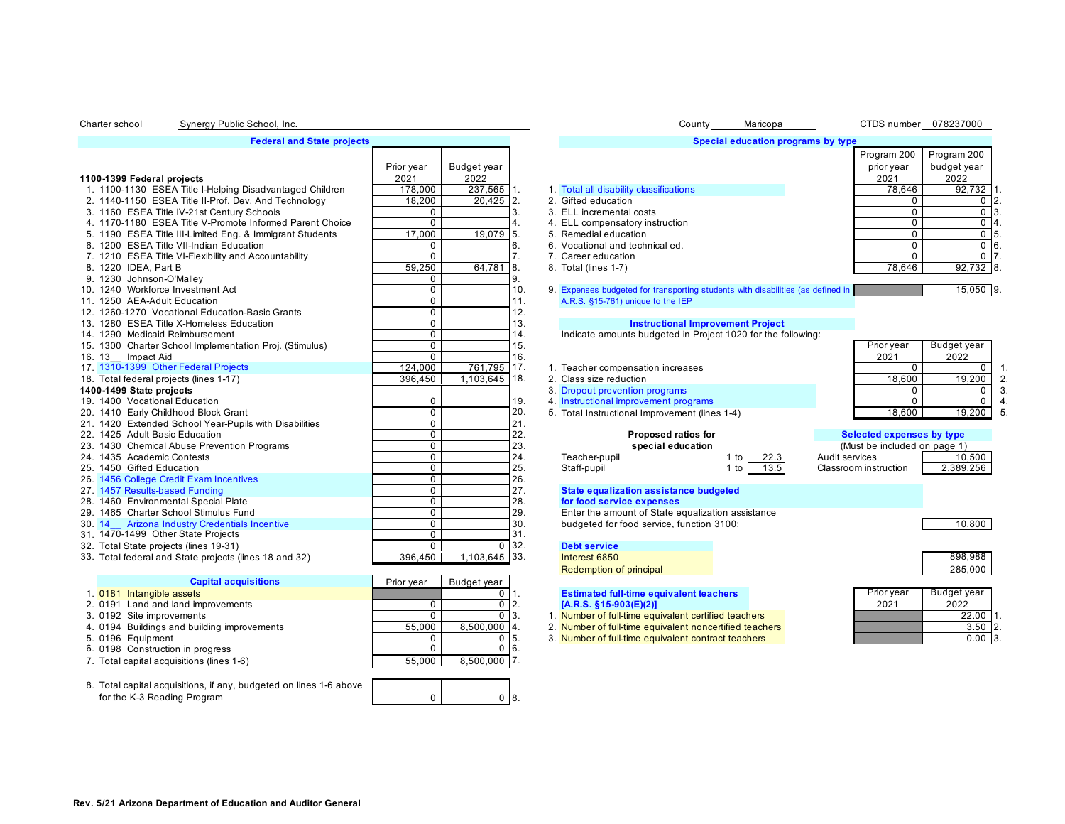Charter school Synergy Public School, Inc. County Maricopa CTDS number 078237000

## Federal and State projects

| 1100-1399 Federal projects | Prior year 2021 | Budget year 2022 | |
|---|---|---|---|
| 1. 1100-1130 ESEA Title I-Helping Disadvantaged Children | 178,000 | 237,565 | 1. |
| 2. 1140-1150 ESEA Title II-Prof. Dev. And Technology | 18,200 | 20,425 | 2. |
| 3. 1160 ESEA Title IV-21st Century Schools | 0 | | 3. |
| 4. 1170-1180 ESEA Title V-Promote Informed Parent Choice | 0 | | 4. |
| 5. 1190 ESEA Title III-Limited Eng. & Immigrant Students | 17,000 | 19,079 | 5. |
| 6. 1200 ESEA Title VII-Indian Education | 0 | | 6. |
| 7. 1210 ESEA Title VI-Flexibility and Accountability | 0 | | 7. |
| 8. 1220 IDEA, Part B | 59,250 | 64,781 | 8. |
| 9. 1230 Johnson-O'Malley | 0 | | 9. |
| 10. 1240 Workforce Investment Act | 0 | | 10. |
| 11. 1250 AEA-Adult Education | 0 | | 11. |
| 12. 1260-1270 Vocational Education-Basic Grants | 0 | | 12. |
| 13. 1280 ESEA Title X-Homeless Education | 0 | | 13. |
| 14. 1290 Medicaid Reimbursement | 0 | | 14. |
| 15. 1300 Charter School Implementation Proj. (Stimulus) | 0 | | 15. |
| 16. 13__ Impact Aid | 0 | | 16. |
| 17. 1310-1399 Other Federal Projects | 124,000 | 761,795 | 17. |
| 18. Total federal projects (lines 1-17) | 396,450 | 1,103,645 | 18. |
| **1400-1499 State projects** | | | |
| 19. 1400 Vocational Education | 0 | | 19. |
| 20. 1410 Early Childhood Block Grant | 0 | | 20. |
| 21. 1420 Extended School Year-Pupils with Disabilities | 0 | | 21. |
| 22. 1425 Adult Basic Education | 0 | | 22. |
| 23. 1430 Chemical Abuse Prevention Programs | 0 | | 23. |
| 24. 1435 Academic Contests | 0 | | 24. |
| 25. 1450 Gifted Education | 0 | | 25. |
| 26. 1456 College Credit Exam Incentives | 0 | | 26. |
| 27. 1457 Results-based Funding | 0 | | 27. |
| 28. 1460 Environmental Special Plate | 0 | | 28. |
| 29. 1465 Charter School Stimulus Fund | 0 | | 29. |
| 30. 14__ Arizona Industry Credentials Incentive | 0 | | 30. |
| 31. 1470-1499 Other State Projects | 0 | | 31. |
| 32. Total State projects (lines 19-31) | 0 | 0 | 32. |
| 33. Total federal and State projects (lines 18 and 32) | 396,450 | 1,103,645 | 33. |

## Capital acquisitions

| | Prior year | Budget year | |
|---|---|---|---|
| 1. 0181 Intangible assets | | 0 | 1. |
| 2. 0191 Land and land improvements | 0 | 0 | 2. |
| 3. 0192 Site improvements | 0 | 0 | 3. |
| 4. 0194 Buildings and building improvements | 55,000 | 8,500,000 | 4. |
| 5. 0196 Equipment | 0 | 0 | 5. |
| 6. 0198 Construction in progress | 0 | 0 | 6. |
| 7. Total capital acquisitions (lines 1-6) | 55,000 | 8,500,000 | 7. |
| 8. Total capital acquisitions, if any, budgeted on lines 1-6 above for the K-3 Reading Program | 0 | 0 | 8. |

## Special education programs by type

| | Program 200 prior year 2021 | Program 200 budget year 2022 | |
|---|---|---|---|
| 1. Total all disability classifications | 78,646 | 92,732 | 1. |
| 2. Gifted education | 0 | 0 | 2. |
| 3. ELL incremental costs | 0 | 0 | 3. |
| 4. ELL compensatory instruction | 0 | 0 | 4. |
| 5. Remedial education | 0 | 0 | 5. |
| 6. Vocational and technical ed. | 0 | 0 | 6. |
| 7. Career education | 0 | 0 | 7. |
| 8. Total (lines 1-7) | 78,646 | 92,732 | 8. |
| 9. Expenses budgeted for transporting students with disabilities (as defined in A.R.S. §15-761) unique to the IEP | | 15,050 | 9. |

## Instructional Improvement Project

Indicate amounts budgeted in Project 1020 for the following:

| | Prior year 2021 | Budget year 2022 | |
|---|---|---|---|
| 1. Teacher compensation increases | 0 | 0 | 1. |
| 2. Class size reduction | 18,600 | 19,200 | 2. |
| 3. Dropout prevention programs | 0 | 0 | 3. |
| 4. Instructional improvement programs | 0 | 0 | 4. |
| 5. Total Instructional Improvement (lines 1-4) | 18,600 | 19,200 | 5. |

**Proposed ratios for special education**

| | | |
|---|---|---|
| Teacher-pupil | 1 to | 22.3 |
| Staff-pupil | 1 to | 13.5 |

**Selected expenses by type**
(Must be included on page 1)

| | |
|---|---|
| Audit services | 10,500 |
| Classroom instruction | 2,389,256 |

**State equalization assistance budgeted for food service expenses**

Enter the amount of State equalization assistance budgeted for food service, function 3100: 10,800

**Debt service**

| | |
|---|---|
| Interest 6850 | 898,988 |
| Redemption of principal | 285,000 |

**Estimated full-time equivalent teachers [A.R.S. §15-903(E)(2)]**

| | Prior year 2021 | Budget year 2022 | |
|---|---|---|---|
| 1. Number of full-time equivalent certified teachers | | 22.00 | 1. |
| 2. Number of full-time equivalent noncertified teachers | | 3.50 | 2. |
| 3. Number of full-time equivalent contract teachers | | 0.00 | 3. |

Rev. 5/21 Arizona Department of Education and Auditor General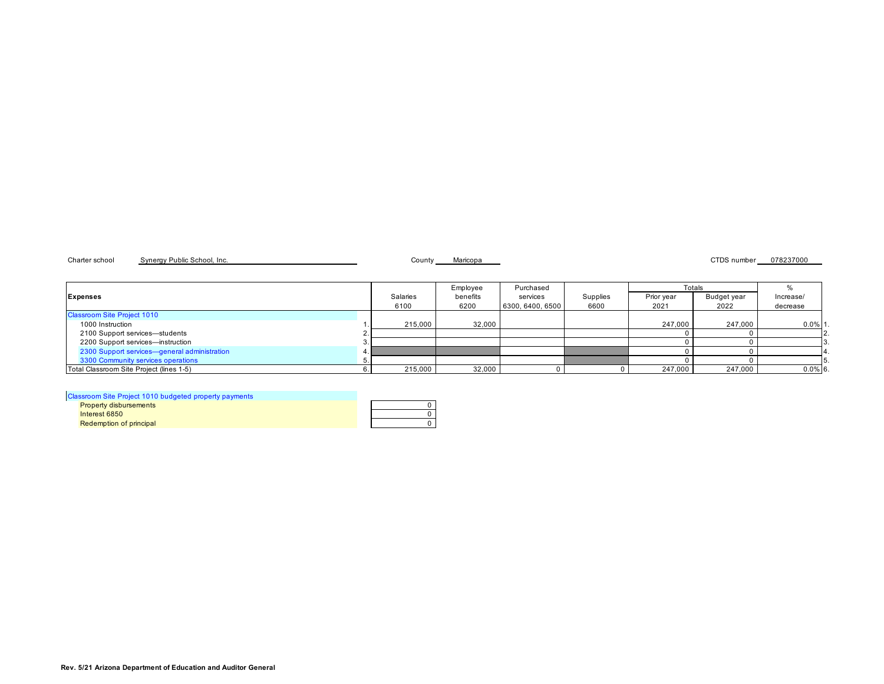Charter school Synergy Public School, Inc. County Maricopa CTDS number 078237000

| Expenses | | Salaries 6100 | Employee benefits 6200 | Purchased services 6300, 6400, 6500 | Supplies 6600 | Totals Prior year 2021 | Totals Budget year 2022 | % Increase/ decrease | |
|---|---|---|---|---|---|---|---|---|---|
| Classroom Site Project 1010 | | | | | | | | | |
| 1000 Instruction | 1. | 215,000 | 32,000 | | | 247,000 | 247,000 | 0.0% | 1. |
| 2100 Support services—students | 2. | | | | | 0 | 0 | | 2. |
| 2200 Support services—instruction | 3. | | | | | 0 | 0 | | 3. |
| 2300 Support services—general administration | 4. | | | | | 0 | 0 | | 4. |
| 3300 Community services operations | 5. | | | | | 0 | 0 | | 5. |
| Total Classroom Site Project (lines 1-5) | 6. | 215,000 | 32,000 | 0 | 0 | 247,000 | 247,000 | 0.0% | 6. |

| Classroom Site Project 1010 budgeted property payments | |
|---|---|
| Property disbursements | 0 |
| Interest 6850 | 0 |
| Redemption of principal | 0 |

**Rev. 5/21 Arizona Department of Education and Auditor General**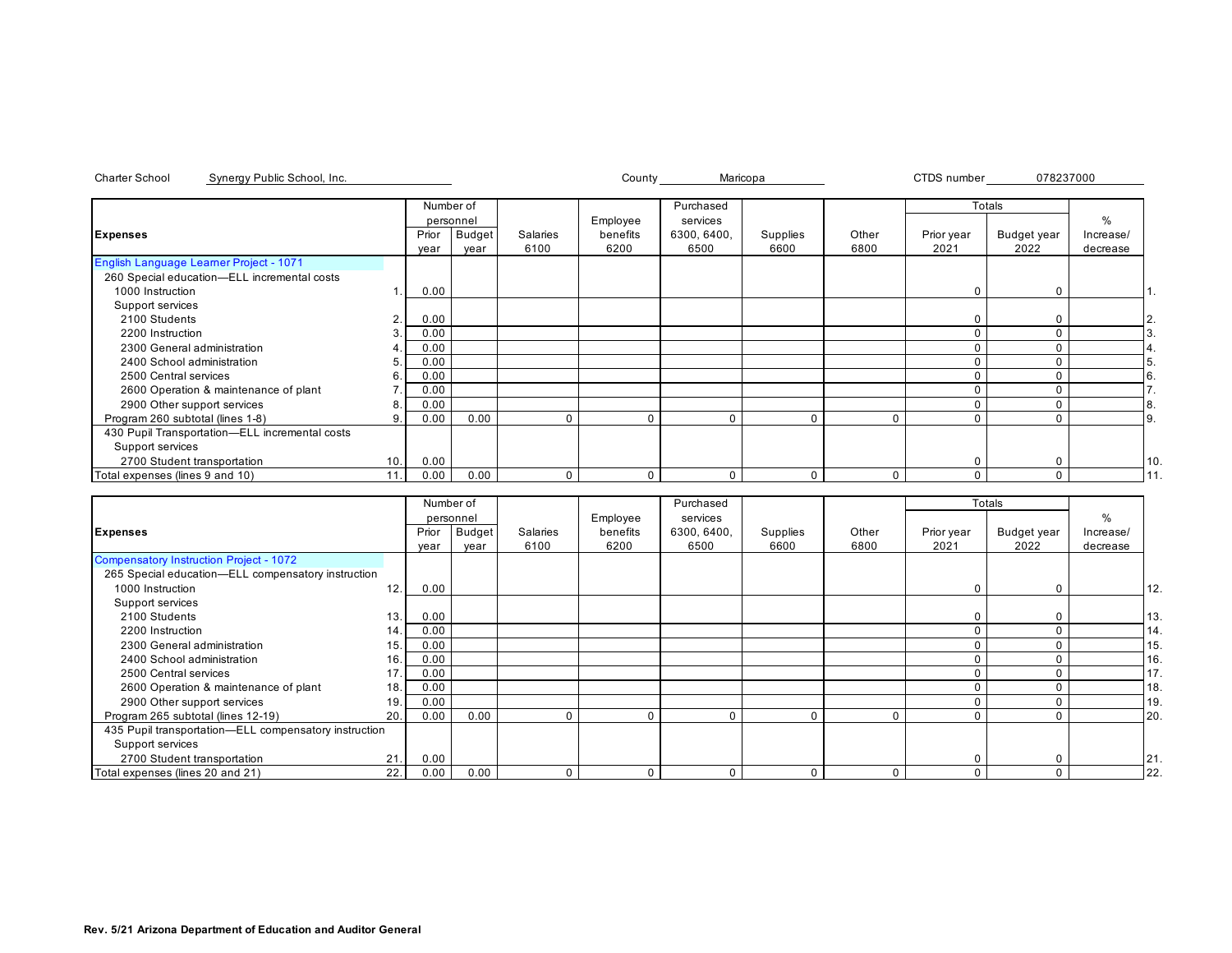Charter School Synergy Public School, Inc. County Maricopa CTDS number 078237000

| Expenses | | Number of personnel | | Salaries | Employee benefits | Purchased services | Supplies | Other | Totals | | % | |
|---|---|---|---|---|---|---|---|---|---|---|---|---|
| | | Prior year | Budget year | 6100 | 6200 | 6300, 6400, 6500 | 6600 | 6800 | Prior year 2021 | Budget year 2022 | Increase/ decrease | |
| English Language Learner Project - 1071 | | | | | | | | | | | | |
| 260 Special education—ELL incremental costs | | | | | | | | | | | | |
| 1000 Instruction | 1. | 0.00 | | | | | | | 0 | 0 | | 1. |
| Support services | | | | | | | | | | | | |
| 2100 Students | 2. | 0.00 | | | | | | | 0 | 0 | | 2. |
| 2200 Instruction | 3. | 0.00 | | | | | | | 0 | 0 | | 3. |
| 2300 General administration | 4. | 0.00 | | | | | | | 0 | 0 | | 4. |
| 2400 School administration | 5. | 0.00 | | | | | | | 0 | 0 | | 5. |
| 2500 Central services | 6. | 0.00 | | | | | | | 0 | 0 | | 6. |
| 2600 Operation & maintenance of plant | 7. | 0.00 | | | | | | | 0 | 0 | | 7. |
| 2900 Other support services | 8. | 0.00 | | | | | | | 0 | 0 | | 8. |
| Program 260 subtotal (lines 1-8) | 9. | 0.00 | 0.00 | 0 | 0 | 0 | 0 | 0 | 0 | 0 | | 9. |
| 430 Pupil Transportation—ELL incremental costs | | | | | | | | | | | | |
| Support services | | | | | | | | | | | | |
| 2700 Student transportation | 10. | 0.00 | | | | | | | 0 | 0 | | 10. |
| Total expenses (lines 9 and 10) | 11. | 0.00 | 0.00 | 0 | 0 | 0 | 0 | 0 | 0 | 0 | | 11. |

| Expenses | | Number of personnel | | Salaries | Employee benefits | Purchased services | Supplies | Other | Totals | | % | |
|---|---|---|---|---|---|---|---|---|---|---|---|---|
| | | Prior year | Budget year | 6100 | 6200 | 6300, 6400, 6500 | 6600 | 6800 | Prior year 2021 | Budget year 2022 | Increase/ decrease | |
| Compensatory Instruction Project - 1072 | | | | | | | | | | | | |
| 265 Special education—ELL compensatory instruction | | | | | | | | | | | | |
| 1000 Instruction | 12. | 0.00 | | | | | | | 0 | 0 | | 12. |
| Support services | | | | | | | | | | | | |
| 2100 Students | 13. | 0.00 | | | | | | | 0 | 0 | | 13. |
| 2200 Instruction | 14. | 0.00 | | | | | | | 0 | 0 | | 14. |
| 2300 General administration | 15. | 0.00 | | | | | | | 0 | 0 | | 15. |
| 2400 School administration | 16. | 0.00 | | | | | | | 0 | 0 | | 16. |
| 2500 Central services | 17. | 0.00 | | | | | | | 0 | 0 | | 17. |
| 2600 Operation & maintenance of plant | 18. | 0.00 | | | | | | | 0 | 0 | | 18. |
| 2900 Other support services | 19. | 0.00 | | | | | | | 0 | 0 | | 19. |
| Program 265 subtotal (lines 12-19) | 20. | 0.00 | 0.00 | 0 | 0 | 0 | 0 | 0 | 0 | 0 | | 20. |
| 435 Pupil transportation—ELL compensatory instruction | | | | | | | | | | | | |
| Support services | | | | | | | | | | | | |
| 2700 Student transportation | 21. | 0.00 | | | | | | | 0 | 0 | | 21. |
| Total expenses (lines 20 and 21) | 22. | 0.00 | 0.00 | 0 | 0 | 0 | 0 | 0 | 0 | 0 | | 22. |

**Rev. 5/21 Arizona Department of Education and Auditor General**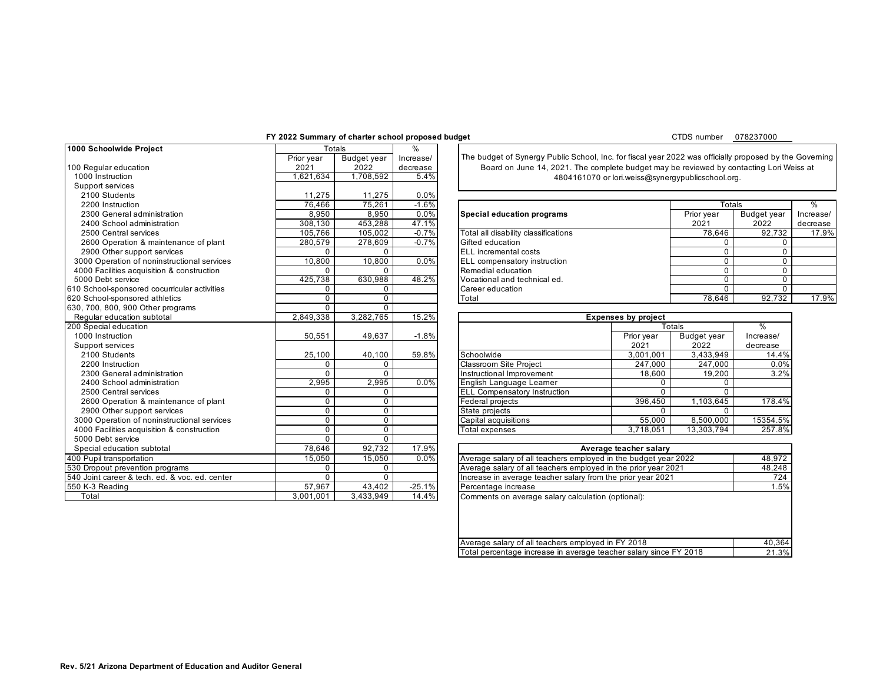**FY 2022 Summary of charter school proposed budget**

CTDS number 078237000

| 1000 Schoolwide Project | Totals | | % |
|---|---|---|---|
| | Prior year 2021 | Budget year 2022 | Increase/ decrease |
| 100 Regular education | | | |
| 1000 Instruction | 1,621,634 | 1,708,592 | 5.4% |
| Support services | | | |
| 2100 Students | 11,275 | 11,275 | 0.0% |
| 2200 Instruction | 76,466 | 75,261 | -1.6% |
| 2300 General administration | 8,950 | 8,950 | 0.0% |
| 2400 School administration | 308,130 | 453,288 | 47.1% |
| 2500 Central services | 105,766 | 105,002 | -0.7% |
| 2600 Operation & maintenance of plant | 280,579 | 278,609 | -0.7% |
| 2900 Other support services | 0 | 0 | |
| 3000 Operation of noninstructional services | 10,800 | 10,800 | 0.0% |
| 4000 Facilities acquisition & construction | 0 | 0 | |
| 5000 Debt service | 425,738 | 630,988 | 48.2% |
| 610 School-sponsored cocurricular activities | 0 | 0 | |
| 620 School-sponsored athletics | 0 | 0 | |
| 630, 700, 800, 900 Other programs | 0 | 0 | |
| Regular education subtotal | 2,849,338 | 3,282,765 | 15.2% |
| 200 Special education | | | |
| 1000 Instruction | 50,551 | 49,637 | -1.8% |
| Support services | | | |
| 2100 Students | 25,100 | 40,100 | 59.8% |
| 2200 Instruction | 0 | 0 | |
| 2300 General administration | 0 | 0 | |
| 2400 School administration | 2,995 | 2,995 | 0.0% |
| 2500 Central services | 0 | 0 | |
| 2600 Operation & maintenance of plant | 0 | 0 | |
| 2900 Other support services | 0 | 0 | |
| 3000 Operation of noninstructional services | 0 | 0 | |
| 4000 Facilities acquisition & construction | 0 | 0 | |
| 5000 Debt service | 0 | 0 | |
| Special education subtotal | 78,646 | 92,732 | 17.9% |
| 400 Pupil transportation | 15,050 | 15,050 | 0.0% |
| 530 Dropout prevention programs | 0 | 0 | |
| 540 Joint career & tech. ed. & voc. ed. center | 0 | 0 | |
| 550 K-3 Reading | 57,967 | 43,402 | -25.1% |
| Total | 3,001,001 | 3,433,949 | 14.4% |

The budget of Synergy Public School, Inc. for fiscal year 2022 was officially proposed by the Governing Board on June 14, 2021. The complete budget may be reviewed by contacting Lori Weiss at 4804161070 or lori.weiss@synergypublicschool.org.

| Special education programs | Totals | | % |
|---|---|---|---|
| | Prior year 2021 | Budget year 2022 | Increase/ decrease |
| Total all disability classifications | 78,646 | 92,732 | 17.9% |
| Gifted education | 0 | 0 | |
| ELL incremental costs | 0 | 0 | |
| ELL compensatory instruction | 0 | 0 | |
| Remedial education | 0 | 0 | |
| Vocational and technical ed. | 0 | 0 | |
| Career education | 0 | 0 | |
| Total | 78,646 | 92,732 | 17.9% |

| Expenses by project | Totals | | % |
|---|---|---|---|
| | Prior year 2021 | Budget year 2022 | Increase/ decrease |
| Schoolwide | 3,001,001 | 3,433,949 | 14.4% |
| Classroom Site Project | 247,000 | 247,000 | 0.0% |
| Instructional Improvement | 18,600 | 19,200 | 3.2% |
| English Language Learner | 0 | 0 | |
| ELL Compensatory Instruction | 0 | 0 | |
| Federal projects | 396,450 | 1,103,645 | 178.4% |
| State projects | 0 | 0 | |
| Capital acquisitions | 55,000 | 8,500,000 | 15354.5% |
| Total expenses | 3,718,051 | 13,303,794 | 257.8% |

| Average teacher salary | |
|---|---|
| Average salary of all teachers employed in the budget year 2022 | 48,972 |
| Average salary of all teachers employed in the prior year 2021 | 48,248 |
| Increase in average teacher salary from the prior year 2021 | 724 |
| Percentage increase | 1.5% |
| Comments on average salary calculation (optional): | |
| Average salary of all teachers employed in FY 2018 | 40,364 |
| Total percentage increase in average teacher salary since FY 2018 | 21.3% |

Rev. 5/21 Arizona Department of Education and Auditor General